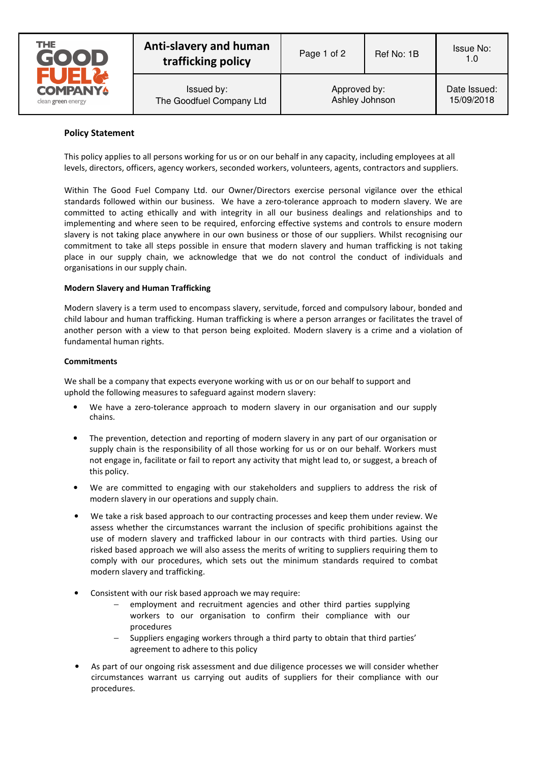| THE GOOD FUEL COMPANY clean green energy | Anti-slavery and human trafficking policy | Page 1 of 2 | Ref No: 1B | Issue No: 1.0 |
|---|---|---|---|---|
| | Issued by: The Goodfuel Company Ltd | Approved by: Ashley Johnson | | Date Issued: 15/09/2018 |

**Policy Statement**

This policy applies to all persons working for us or on our behalf in any capacity, including employees at all levels, directors, officers, agency workers, seconded workers, volunteers, agents, contractors and suppliers.

Within The Good Fuel Company Ltd. our Owner/Directors exercise personal vigilance over the ethical standards followed within our business. We have a zero-tolerance approach to modern slavery. We are committed to acting ethically and with integrity in all our business dealings and relationships and to implementing and where seen to be required, enforcing effective systems and controls to ensure modern slavery is not taking place anywhere in our own business or those of our suppliers. Whilst recognising our commitment to take all steps possible in ensure that modern slavery and human trafficking is not taking place in our supply chain, we acknowledge that we do not control the conduct of individuals and organisations in our supply chain.

**Modern Slavery and Human Trafficking**

Modern slavery is a term used to encompass slavery, servitude, forced and compulsory labour, bonded and child labour and human trafficking. Human trafficking is where a person arranges or facilitates the travel of another person with a view to that person being exploited. Modern slavery is a crime and a violation of fundamental human rights.

**Commitments**

We shall be a company that expects everyone working with us or on our behalf to support and uphold the following measures to safeguard against modern slavery:

- We have a zero-tolerance approach to modern slavery in our organisation and our supply chains.
- The prevention, detection and reporting of modern slavery in any part of our organisation or supply chain is the responsibility of all those working for us or on our behalf. Workers must not engage in, facilitate or fail to report any activity that might lead to, or suggest, a breach of this policy.
- We are committed to engaging with our stakeholders and suppliers to address the risk of modern slavery in our operations and supply chain.
- We take a risk based approach to our contracting processes and keep them under review. We assess whether the circumstances warrant the inclusion of specific prohibitions against the use of modern slavery and trafficked labour in our contracts with third parties. Using our risked based approach we will also assess the merits of writing to suppliers requiring them to comply with our procedures, which sets out the minimum standards required to combat modern slavery and trafficking.
- Consistent with our risk based approach we may require:
  - employment and recruitment agencies and other third parties supplying workers to our organisation to confirm their compliance with our procedures
  - Suppliers engaging workers through a third party to obtain that third parties' agreement to adhere to this policy
- As part of our ongoing risk assessment and due diligence processes we will consider whether circumstances warrant us carrying out audits of suppliers for their compliance with our procedures.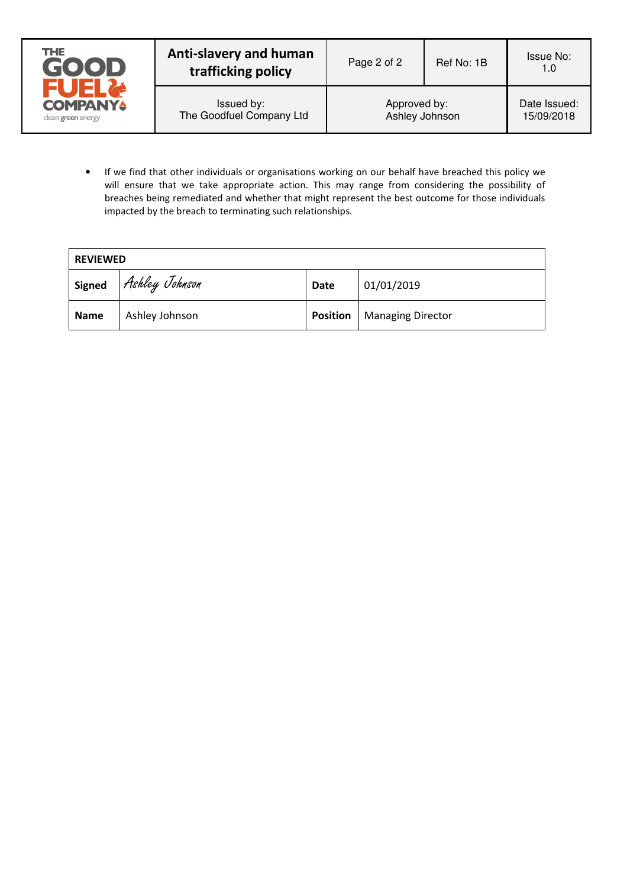- If we find that other individuals or organisations working on our behalf have breached this policy we will ensure that we take appropriate action. This may range from considering the possibility of breaches being remediated and whether that might represent the best outcome for those individuals impacted by the breach to terminating such relationships.

| **REVIEWED** | | | |
|---|---|---|---|
| **Signed** | Ashley Johnson | **Date** | 01/01/2019 |
| **Name** | Ashley Johnson | **Position** | Managing Director |